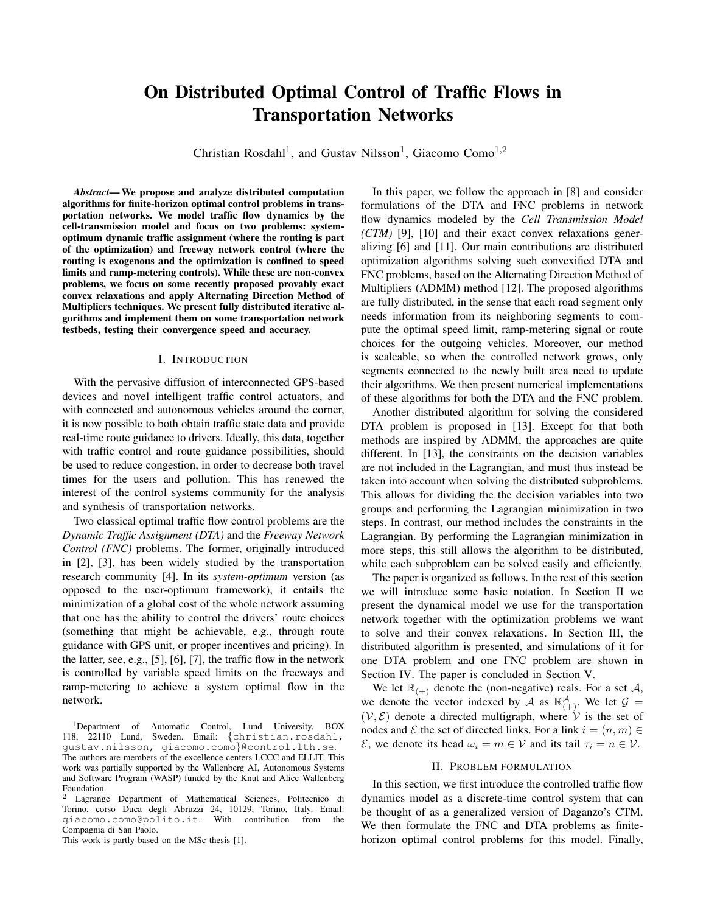# On Distributed Optimal Control of Traffic Flows in Transportation Networks

Christian Rosdahl[1], and Gustav Nilsson[1], Giacomo Como[1,2]

***Abstract*— We propose and analyze distributed computation algorithms for finite-horizon optimal control problems in transportation networks. We model traffic flow dynamics by the cell-transmission model and focus on two problems: system-optimum dynamic traffic assignment (where the routing is part of the optimization) and freeway network control (where the routing is exogenous and the optimization is confined to speed limits and ramp-metering controls). While these are non-convex problems, we focus on some recently proposed provably exact convex relaxations and apply Alternating Direction Method of Multipliers techniques. We present fully distributed iterative algorithms and implement them on some transportation network testbeds, testing their convergence speed and accuracy.**

## I. Introduction

With the pervasive diffusion of interconnected GPS-based devices and novel intelligent traffic control actuators, and with connected and autonomous vehicles around the corner, it is now possible to both obtain traffic state data and provide real-time route guidance to drivers. Ideally, this data, together with traffic control and route guidance possibilities, should be used to reduce congestion, in order to decrease both travel times for the users and pollution. This has renewed the interest of the control systems community for the analysis and synthesis of transportation networks.

Two classical optimal traffic flow control problems are the *Dynamic Traffic Assignment (DTA)* and the *Freeway Network Control (FNC)* problems. The former, originally introduced in [2], [3], has been widely studied by the transportation research community [4]. In its *system-optimum* version (as opposed to the user-optimum framework), it entails the minimization of a global cost of the whole network assuming that one has the ability to control the drivers' route choices (something that might be achievable, e.g., through route guidance with GPS unit, or proper incentives and pricing). In the latter, see, e.g., [5], [6], [7], the traffic flow in the network is controlled by variable speed limits on the freeways and ramp-metering to achieve a system optimal flow in the network.

In this paper, we follow the approach in [8] and consider formulations of the DTA and FNC problems in network flow dynamics modeled by the *Cell Transmission Model (CTM)* [9], [10] and their exact convex relaxations generalizing [6] and [11]. Our main contributions are distributed optimization algorithms solving such convexified DTA and FNC problems, based on the Alternating Direction Method of Multipliers (ADMM) method [12]. The proposed algorithms are fully distributed, in the sense that each road segment only needs information from its neighboring segments to compute the optimal speed limit, ramp-metering signal or route choices for the outgoing vehicles. Moreover, our method is scaleable, so when the controlled network grows, only segments connected to the newly built area need to update their algorithms. We then present numerical implementations of these algorithms for both the DTA and the FNC problem.

Another distributed algorithm for solving the considered DTA problem is proposed in [13]. Except for that both methods are inspired by ADMM, the approaches are quite different. In [13], the constraints on the decision variables are not included in the Lagrangian, and must thus instead be taken into account when solving the distributed subproblems. This allows for dividing the the decision variables into two groups and performing the Lagrangian minimization in two steps. In contrast, our method includes the constraints in the Lagrangian. By performing the Lagrangian minimization in more steps, this still allows the algorithm to be distributed, while each subproblem can be solved easily and efficiently.

The paper is organized as follows. In the rest of this section we will introduce some basic notation. In Section II we present the dynamical model we use for the transportation network together with the optimization problems we want to solve and their convex relaxations. In Section III, the distributed algorithm is presented, and simulations of it for one DTA problem and one FNC problem are shown in Section IV. The paper is concluded in Section V.

We let $\mathbb{R}_{(+)}$ denote the (non-negative) reals. For a set $\mathcal{A}$, we denote the vector indexed by $\mathcal{A}$ as $\mathbb{R}^{\mathcal{A}}_{(+)}$. We let $\mathcal{G} = (\mathcal{V}, \mathcal{E})$ denote a directed multigraph, where $\mathcal{V}$ is the set of nodes and $\mathcal{E}$ the set of directed links. For a link $i = (n, m) \in \mathcal{E}$, we denote its head $\omega_i = m \in \mathcal{V}$ and its tail $\tau_i = n \in \mathcal{V}$.

## II. Problem formulation

In this section, we first introduce the controlled traffic flow dynamics model as a discrete-time control system that can be thought of as a generalized version of Daganzo's CTM. We then formulate the FNC and DTA problems as finite-horizon optimal control problems for this model. Finally,

---

[1] Department of Automatic Control, Lund University, BOX 118, 22110 Lund, Sweden. Email: {christian.rosdahl, gustav.nilsson, giacomo.como}@control.lth.se. The authors are members of the excellence centers LCCC and ELLIT. This work was partially supported by the Wallenberg AI, Autonomous Systems and Software Program (WASP) funded by the Knut and Alice Wallenberg Foundation.

[2] Lagrange Department of Mathematical Sciences, Politecnico di Torino, corso Duca degli Abruzzi 24, 10129, Torino, Italy. Email: giacomo.como@polito.it. With contribution from the Compagnia di San Paolo.

This work is partly based on the MSc thesis [1].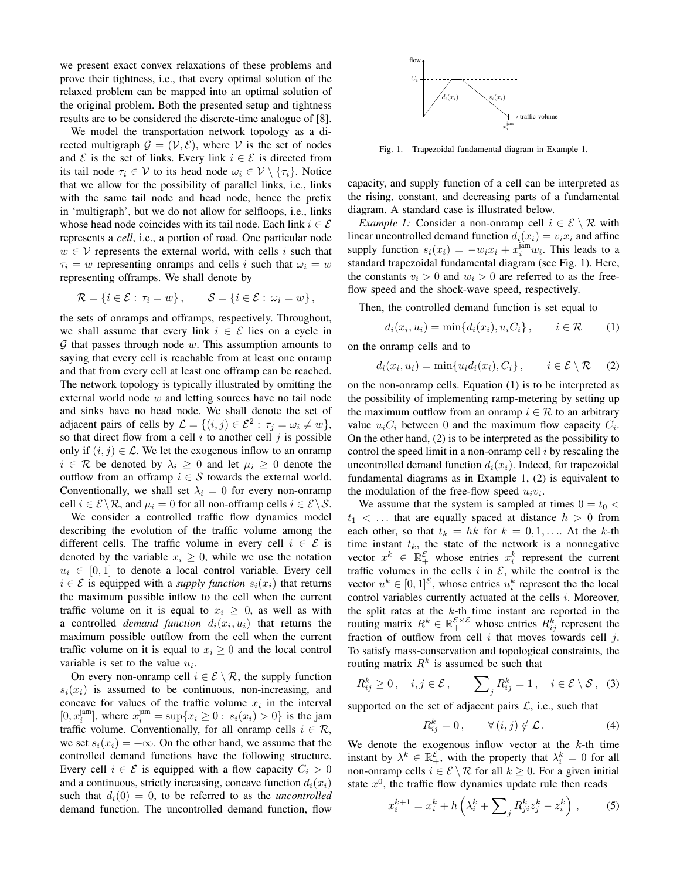we present exact convex relaxations of these problems and prove their tightness, i.e., that every optimal solution of the relaxed problem can be mapped into an optimal solution of the original problem. Both the presented setup and tightness results are to be considered the discrete-time analogue of [8].

We model the transportation network topology as a directed multigraph $\mathcal{G} = (\mathcal{V}, \mathcal{E})$, where $\mathcal{V}$ is the set of nodes and $\mathcal{E}$ is the set of links. Every link $i \in \mathcal{E}$ is directed from its tail node $\tau_i \in \mathcal{V}$ to its head node $\omega_i \in \mathcal{V} \setminus \{\tau_i\}$. Notice that we allow for the possibility of parallel links, i.e., links with the same tail node and head node, hence the prefix in 'multigraph', but we do not allow for selfloops, i.e., links whose head node coincides with its tail node. Each link $i \in \mathcal{E}$ represents a *cell*, i.e., a portion of road. One particular node $w \in \mathcal{V}$ represents the external world, with cells $i$ such that $\tau_i = w$ representing onramps and cells $i$ such that $\omega_i = w$ representing offramps. We shall denote by

$$\mathcal{R} = \{i \in \mathcal{E} : \tau_i = w\}, \qquad \mathcal{S} = \{i \in \mathcal{E} : \omega_i = w\},$$

the sets of onramps and offramps, respectively. Throughout, we shall assume that every link $i \in \mathcal{E}$ lies on a cycle in $\mathcal{G}$ that passes through node $w$. This assumption amounts to saying that every cell is reachable from at least one onramp and that from every cell at least one offramp can be reached. The network topology is typically illustrated by omitting the external world node $w$ and letting sources have no tail node and sinks have no head node. We shall denote the set of adjacent pairs of cells by $\mathcal{L} = \{(i, j) \in \mathcal{E}^2 : \tau_j = \omega_i \neq w\}$, so that direct flow from a cell $i$ to another cell $j$ is possible only if $(i, j) \in \mathcal{L}$. We let the exogenous inflow to an onramp $i \in \mathcal{R}$ be denoted by $\lambda_i \geq 0$ and let $\mu_i \geq 0$ denote the outflow from an offramp $i \in \mathcal{S}$ towards the external world. Conventionally, we shall set $\lambda_i = 0$ for every non-onramp cell $i \in \mathcal{E} \setminus \mathcal{R}$, and $\mu_i = 0$ for all non-offramp cells $i \in \mathcal{E} \setminus \mathcal{S}$.

We consider a controlled traffic flow dynamics model describing the evolution of the traffic volume among the different cells. The traffic volume in every cell $i \in \mathcal{E}$ is denoted by the variable $x_i \geq 0$, while we use the notation $u_i \in [0, 1]$ to denote a local control variable. Every cell $i \in \mathcal{E}$ is equipped with a *supply function* $s_i(x_i)$ that returns the maximum possible inflow to the cell when the current traffic volume on it is equal to $x_i \geq 0$, as well as with a controlled *demand function* $d_i(x_i, u_i)$ that returns the maximum possible outflow from the cell when the current traffic volume on it is equal to $x_i \geq 0$ and the local control variable is set to the value $u_i$.

On every non-onramp cell $i \in \mathcal{E} \setminus \mathcal{R}$, the supply function $s_i(x_i)$ is assumed to be continuous, non-increasing, and concave for values of the traffic volume $x_i$ in the interval $[0, x_i^{\text{jam}}]$, where $x_i^{\text{jam}} = \sup\{x_i \geq 0 : s_i(x_i) > 0\}$ is the jam traffic volume. Conventionally, for all onramp cells $i \in \mathcal{R}$, we set $s_i(x_i) = +\infty$. On the other hand, we assume that the controlled demand functions have the following structure. Every cell $i \in \mathcal{E}$ is equipped with a flow capacity $C_i > 0$ and a continuous, strictly increasing, concave function $d_i(x_i)$ such that $d_i(0) = 0$, to be referred to as the *uncontrolled* demand function. The uncontrolled demand function, flow capacity, and supply function of a cell can be interpreted as the rising, constant, and decreasing parts of a fundamental diagram. A standard case is illustrated below.

Fig. 1. Trapezoidal fundamental diagram in Example 1.

*Example 1:* Consider a non-onramp cell $i \in \mathcal{E} \setminus \mathcal{R}$ with linear uncontrolled demand function $d_i(x_i) = v_i x_i$ and affine supply function $s_i(x_i) = -w_i x_i + x_i^{\text{jam}} w_i$. This leads to a standard trapezoidal fundamental diagram (see Fig. 1). Here, the constants $v_i > 0$ and $w_i > 0$ are referred to as the free-flow speed and the shock-wave speed, respectively.

Then, the controlled demand function is set equal to

$$d_i(x_i, u_i) = \min\{d_i(x_i), u_i C_i\}, \qquad i \in \mathcal{R} \tag{1}$$

on the onramp cells and to

$$d_i(x_i, u_i) = \min\{u_i d_i(x_i), C_i\}, \qquad i \in \mathcal{E} \setminus \mathcal{R} \tag{2}$$

on the non-onramp cells. Equation (1) is to be interpreted as the possibility of implementing ramp-metering by setting up the maximum outflow from an onramp $i \in \mathcal{R}$ to an arbitrary value $u_i C_i$ between 0 and the maximum flow capacity $C_i$. On the other hand, (2) is to be interpreted as the possibility to control the speed limit in a non-onramp cell $i$ by rescaling the uncontrolled demand function $d_i(x_i)$. Indeed, for trapezoidal fundamental diagrams as in Example 1, (2) is equivalent to the modulation of the free-flow speed $u_i v_i$.

We assume that the system is sampled at times $0 = t_0 < t_1 < \ldots$ that are equally spaced at distance $h > 0$ from each other, so that $t_k = hk$ for $k = 0, 1, \ldots$. At the $k$-th time instant $t_k$, the state of the network is a nonnegative vector $x^k \in \mathbb{R}_+^{\mathcal{E}}$ whose entries $x_i^k$ represent the current traffic volumes in the cells $i$ in $\mathcal{E}$, while the control is the vector $u^k \in [0, 1]^{\mathcal{E}}$, whose entries $u_i^k$ represent the the local control variables currently actuated at the cells $i$. Moreover, the split rates at the $k$-th time instant are reported in the routing matrix $R^k \in \mathbb{R}_+^{\mathcal{E} \times \mathcal{E}}$ whose entries $R_{ij}^k$ represent the fraction of outflow from cell $i$ that moves towards cell $j$. To satisfy mass-conservation and topological constraints, the routing matrix $R^k$ is assumed be such that

$$R_{ij}^k \geq 0, \quad i, j \in \mathcal{E}, \qquad \sum_j R_{ij}^k = 1, \quad i \in \mathcal{E} \setminus \mathcal{S}, \tag{3}$$

supported on the set of adjacent pairs $\mathcal{L}$, i.e., such that

$$R_{ij}^k = 0, \qquad \forall (i, j) \notin \mathcal{L}. \tag{4}$$

We denote the exogenous inflow vector at the $k$-th time instant by $\lambda^k \in \mathbb{R}_+^{\mathcal{E}}$, with the property that $\lambda_i^k = 0$ for all non-onramp cells $i \in \mathcal{E} \setminus \mathcal{R}$ for all $k \geq 0$. For a given initial state $x^0$, the traffic flow dynamics update rule then reads

$$x_i^{k+1} = x_i^k + h\left(\lambda_i^k + \sum_j R_{ji}^k z_j^k - z_i^k\right), \tag{5}$$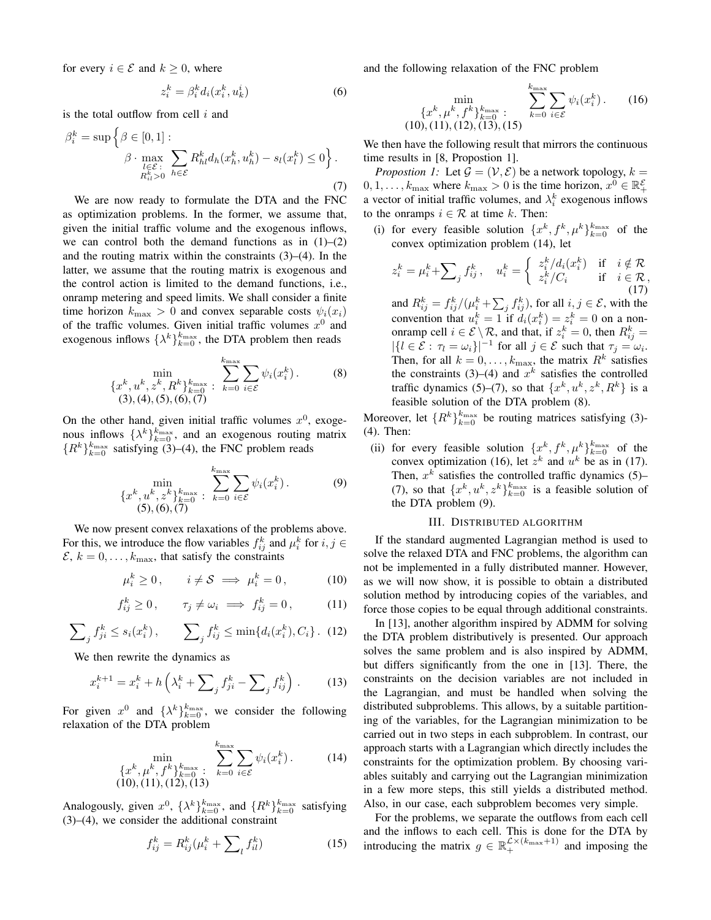for every $i \in \mathcal{E}$ and $k \geq 0$, where

$$z_i^k = \beta_i^k d_i(x_i^k, u_k^i) \tag{6}$$

is the total outflow from cell $i$ and

$$\beta_i^k = \sup\Big\{\beta \in [0,1] : \\ \beta \cdot \max_{\substack{l \in \mathcal{E}:\\ R_{il}^k > 0}} \sum_{h \in \mathcal{E}} R_{hl}^k d_h(x_h^k, u_h^k) - s_l(x_l^k) \leq 0\Big\}. \tag{7}$$

We are now ready to formulate the DTA and the FNC as optimization problems. In the former, we assume that, given the initial traffic volume and the exogenous inflows, we can control both the demand functions as in (1)–(2) and the routing matrix within the constraints (3)–(4). In the latter, we assume that the routing matrix is exogenous and the control action is limited to the demand functions, i.e., onramp metering and speed limits. We shall consider a finite time horizon $k_{\max} > 0$ and convex separable costs $\psi_i(x_i)$ of the traffic volumes. Given initial traffic volumes $x^0$ and exogenous inflows $\{\lambda^k\}_{k=0}^{k_{\max}}$, the DTA problem then reads

$$\min_{\substack{\{x^k, u^k, z^k, R^k\}_{k=0}^{k_{\max}}:\\ (3),(4),(5),(6),(7)}} \sum_{k=0}^{k_{\max}} \sum_{i \in \mathcal{E}} \psi_i(x_i^k). \tag{8}$$

On the other hand, given initial traffic volumes $x^0$, exogenous inflows $\{\lambda^k\}_{k=0}^{k_{\max}}$, and an exogenous routing matrix $\{R^k\}_{k=0}^{k_{\max}}$ satisfying (3)–(4), the FNC problem reads

$$\min_{\substack{\{x^k, u^k, z^k\}_{k=0}^{k_{\max}}:\\ (5),(6),(7)}} \sum_{k=0}^{k_{\max}} \sum_{i \in \mathcal{E}} \psi_i(x_i^k). \tag{9}$$

We now present convex relaxations of the problems above. For this, we introduce the flow variables $f_{ij}^k$ and $\mu_i^k$ for $i, j \in \mathcal{E}$, $k = 0, \ldots, k_{\max}$, that satisfy the constraints

$$\mu_i^k \geq 0, \qquad i \neq \mathcal{S} \implies \mu_i^k = 0, \tag{10}$$

$$f_{ij}^k \geq 0, \qquad \tau_j \neq \omega_i \implies f_{ij}^k = 0, \tag{11}$$

$$\sum_j f_{ji}^k \leq s_i(x_i^k), \qquad \sum_j f_{ij}^k \leq \min\{d_i(x_i^k), C_i\}. \tag{12}$$

We then rewrite the dynamics as

$$x_i^{k+1} = x_i^k + h\left(\lambda_i^k + \sum_j f_{ji}^k - \sum_j f_{ij}^k\right). \tag{13}$$

For given $x^0$ and $\{\lambda^k\}_{k=0}^{k_{\max}}$, we consider the following relaxation of the DTA problem

$$\min_{\substack{\{x^k, \mu^k, f^k\}_{k=0}^{k_{\max}}:\\ (10),(11),(12),(13)}} \sum_{k=0}^{k_{\max}} \sum_{i \in \mathcal{E}} \psi_i(x_i^k). \tag{14}$$

Analogously, given $x^0$, $\{\lambda^k\}_{k=0}^{k_{\max}}$, and $\{R^k\}_{k=0}^{k_{\max}}$ satisfying (3)–(4), we consider the additional constraint

$$f_{ij}^k = R_{ij}^k(\mu_i^k + \sum_l f_{il}^k) \tag{15}$$

and the following relaxation of the FNC problem

$$\min_{\substack{\{x^k, \mu^k, f^k\}_{k=0}^{k_{\max}}:\\ (10),(11),(12),(13),(15)}} \sum_{k=0}^{k_{\max}} \sum_{i \in \mathcal{E}} \psi_i(x_i^k). \tag{16}$$

We then have the following result that mirrors the continuous time results in [8, Propostion 1].

*Propostion 1:* Let $\mathcal{G} = (\mathcal{V}, \mathcal{E})$ be a network topology, $k = 0, 1, \ldots, k_{\max}$ where $k_{\max} > 0$ is the time horizon, $x^0 \in \mathbb{R}_+^{\mathcal{E}}$ a vector of initial traffic volumes, and $\lambda_i^k$ exogenous inflows to the onramps $i \in \mathcal{R}$ at time $k$. Then:

(i) for every feasible solution $\{x^k, f^k, \mu^k\}_{k=0}^{k_{\max}}$ of the convex optimization problem (14), let

$$z_i^k = \mu_i^k + \sum_j f_{ij}^k, \quad u_i^k = \begin{cases} z_i^k / d_i(x_i^k) & \text{if } i \notin \mathcal{R} \\ z_i^k / C_i & \text{if } i \in \mathcal{R}, \end{cases} \tag{17}$$

and $R_{ij}^k = f_{ij}^k / (\mu_i^k + \sum_j f_{ij}^k)$, for all $i, j \in \mathcal{E}$, with the convention that $u_i^k = 1$ if $d_i(x_i^k) = z_i^k = 0$ on a non-onramp cell $i \in \mathcal{E} \setminus \mathcal{R}$, and that, if $z_i^k = 0$, then $R_{ij}^k = |\{l \in \mathcal{E} : \tau_l = \omega_i\}|^{-1}$ for all $j \in \mathcal{E}$ such that $\tau_j = \omega_i$. Then, for all $k = 0, \ldots, k_{\max}$, the matrix $R^k$ satisfies the constraints (3)–(4) and $x^k$ satisfies the controlled traffic dynamics (5)–(7), so that $\{x^k, u^k, z^k, R^k\}$ is a feasible solution of the DTA problem (8).

Moreover, let $\{R^k\}_{k=0}^{k_{\max}}$ be routing matrices satisfying (3)-(4). Then:

(ii) for every feasible solution $\{x^k, f^k, \mu^k\}_{k=0}^{k_{\max}}$ of the convex optimization (16), let $z^k$ and $u^k$ be as in (17). Then, $x^k$ satisfies the controlled traffic dynamics (5)–(7), so that $\{x^k, u^k, z^k\}_{k=0}^{k_{\max}}$ is a feasible solution of the DTA problem (9).

## III. Distributed algorithm

If the standard augmented Lagrangian method is used to solve the relaxed DTA and FNC problems, the algorithm can not be implemented in a fully distributed manner. However, as we will now show, it is possible to obtain a distributed solution method by introducing copies of the variables, and force those copies to be equal through additional constraints.

In [13], another algorithm inspired by ADMM for solving the DTA problem distributively is presented. Our approach solves the same problem and is also inspired by ADMM, but differs significantly from the one in [13]. There, the constraints on the decision variables are not included in the Lagrangian, and must be handled when solving the distributed subproblems. This allows, by a suitable partitioning of the variables, for the Lagrangian minimization to be carried out in two steps in each subproblem. In contrast, our approach starts with a Lagrangian which directly includes the constraints for the optimization problem. By choosing variables suitably and carrying out the Lagrangian minimization in a few more steps, this still yields a distributed method. Also, in our case, each subproblem becomes very simple.

For the problems, we separate the outflows from each cell and the inflows to each cell. This is done for the DTA by introducing the matrix $g \in \mathbb{R}_+^{\mathcal{L} \times (k_{\max}+1)}$ and imposing the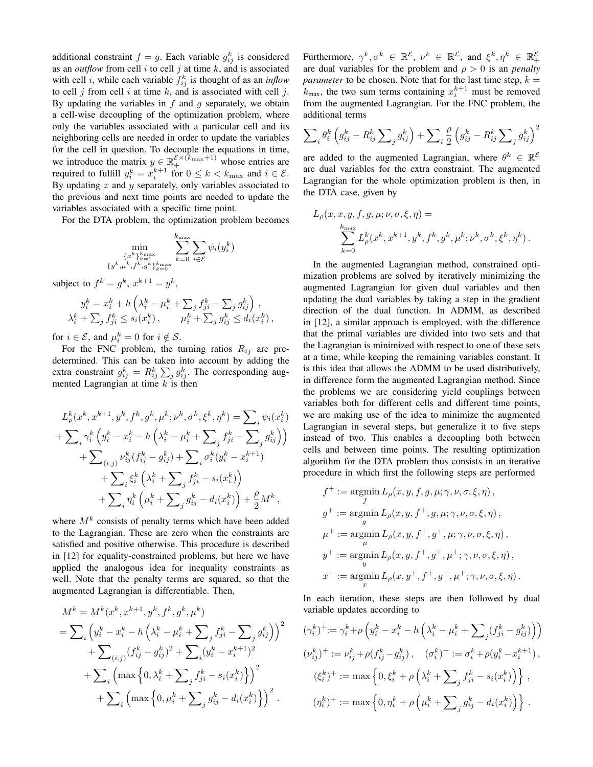additional constraint $f = g$. Each variable $g_{ij}^k$ is considered as an *outflow* from cell $i$ to cell $j$ at time $k$, and is associated with cell $i$, while each variable $f_{ij}^k$ is thought of as an *inflow* to cell $j$ from cell $i$ at time $k$, and is associated with cell $j$. By updating the variables in $f$ and $g$ separately, we obtain a cell-wise decoupling of the optimization problem, where only the variables associated with a particular cell and its neighboring cells are needed in order to update the variables for the cell in question. To decouple the equations in time, we introduce the matrix $y \in \mathbb{R}_+^{\mathcal{E}\times(k_{\max}+1)}$ whose entries are required to fulfill $y_i^k = x_i^{k+1}$ for $0 \le k < k_{\max}$ and $i \in \mathcal{E}$. By updating $x$ and $y$ separately, only variables associated to the previous and next time points are needed to update the variables associated with a specific time point.

For the DTA problem, the optimization problem becomes

$$\min_{\substack{\{x^k\}_{k=1}^{k_{\max}} \\ \{y^k,\mu^k,f^k,g^k\}_{k=0}^{k_{\max}}}} \sum_{k=0}^{k_{\max}} \sum_{i\in\mathcal{E}} \psi_i(y_i^k)$$

subject to $f^k = g^k$, $x^{k+1} = y^k$,

$$y_i^k = x_i^k + h\left(\lambda_i^k - \mu_i^k + \sum\nolimits_j f_{ji}^k - \sum\nolimits_j g_{ij}^k\right),$$
$$\lambda_i^k + \sum\nolimits_j f_{ji}^k \le s_i(x_i^k), \qquad \mu_i^k + \sum\nolimits_j g_{ij}^k \le d_i(x_i^k),$$

for $i \in \mathcal{E}$, and $\mu_i^k = 0$ for $i \notin \mathcal{S}$.

For the FNC problem, the turning ratios $R_{ij}$ are predetermined. This can be taken into account by adding the extra constraint $g_{ij}^k = R_{ij}^k \sum_j g_{ij}^k$. The corresponding augmented Lagrangian at time $k$ is then

$$\begin{aligned}
&L_\rho^k(x^k, x^{k+1}, y^k, f^k, g^k, \mu^k; \nu^k, \sigma^k, \xi^k, \eta^k) = \sum\nolimits_i \psi_i(x_i^k) \\
&+ \sum\nolimits_i \gamma_i^k\left(y_i^k - x_i^k - h\left(\lambda_i^k - \mu_i^k + \sum\nolimits_j f_{ji}^k - \sum\nolimits_j g_{ij}^k\right)\right) \\
&\quad + \sum\nolimits_{(i,j)} \nu_{ij}^k (f_{ij}^k - g_{ij}^k) + \sum\nolimits_i \sigma_i^k (y_i^k - x_i^{k+1}) \\
&\quad\quad + \sum\nolimits_i \xi_i^k\left(\lambda_i^k + \sum\nolimits_j f_{ji}^k - s_i(x_i^k)\right) \\
&\quad\quad + \sum\nolimits_i \eta_i^k\left(\mu_i^k + \sum\nolimits_j g_{ij}^k - d_i(x_i^k)\right) + \frac{\rho}{2} M^k,
\end{aligned}$$

where $M^k$ consists of penalty terms which have been added to the Lagrangian. These are zero when the constraints are satisfied and positive otherwise. This procedure is described in [12] for equality-constrained problems, but here we have applied the analogous idea for inequality constraints as well. Note that the penalty terms are squared, so that the augmented Lagrangian is differentiable. Then,

$$\begin{aligned}
M^k &= M^k(x^k, x^{k+1}, y^k, f^k, g^k, \mu^k) \\
&= \sum\nolimits_i \left(y_i^k - x_i^k - h\left(\lambda_i^k - \mu_i^k + \sum\nolimits_j f_{ji}^k - \sum\nolimits_j g_{ij}^k\right)\right)^2 \\
&\quad + \sum\nolimits_{(i,j)} (f_{ij}^k - g_{ij}^k)^2 + \sum\nolimits_i (y_i^k - x_i^{k+1})^2 \\
&\quad + \sum\nolimits_i \left(\max\left\{0, \lambda_i^k + \sum\nolimits_j f_{ji}^k - s_i(x_i^k)\right\}\right)^2 \\
&\quad\quad + \sum\nolimits_i \left(\max\left\{0, \mu_i^k + \sum\nolimits_j g_{ij}^k - d_i(x_i^k)\right\}\right)^2.
\end{aligned}$$

Furthermore, $\gamma^k, \sigma^k \in \mathbb{R}^{\mathcal{E}}$, $\nu^k \in \mathbb{R}^{\mathcal{L}}$, and $\xi^k, \eta^k \in \mathbb{R}_+^{\mathcal{E}}$ are dual variables for the problem and $\rho > 0$ is an *penalty parameter* to be chosen. Note that for the last time step, $k = k_{\max}$, the two sum terms containing $x_i^{k+1}$ must be removed from the augmented Lagrangian. For the FNC problem, the additional terms

$$\sum\nolimits_i \theta_i^k\left(g_{ij}^k - R_{ij}^k \sum\nolimits_j g_{ij}^k\right) + \sum\nolimits_i \frac{\rho}{2}\left(g_{ij}^k - R_{ij}^k \sum\nolimits_j g_{ij}^k\right)^2$$

are added to the augmented Lagrangian, where $\theta^k \in \mathbb{R}^{\mathcal{E}}$ are dual variables for the extra constraint. The augmented Lagrangian for the whole optimization problem is then, in the DTA case, given by

$$\begin{aligned}
&L_\rho(x, x, y, f, g, \mu; \nu, \sigma, \xi, \eta) = \\
&\qquad \sum_{k=0}^{k_{\max}} L_\rho^k(x^k, x^{k+1}, y^k, f^k, g^k, \mu^k; \nu^k, \sigma^k, \xi^k, \eta^k).
\end{aligned}$$

In the augmented Lagrangian method, constrained optimization problems are solved by iteratively minimizing the augmented Lagrangian for given dual variables and then updating the dual variables by taking a step in the gradient direction of the dual function. In ADMM, as described in [12], a similar approach is employed, with the difference that the primal variables are divided into two sets and that the Lagrangian is minimized with respect to one of these sets at a time, while keeping the remaining variables constant. It is this idea that allows the ADMM to be used distributively, in difference form the augmented Lagrangian method. Since the problems we are considering yield couplings between variables both for different cells and different time points, we are making use of the idea to minimize the augmented Lagrangian in several steps, but generalize it to five steps instead of two. This enables a decoupling both between cells and between time points. The resulting optimization algorithm for the DTA problem thus consists in an iterative procedure in which first the following steps are performed

$$\begin{aligned}
f^+ &:= \operatorname*{argmin}_f L_\rho(x, y, f, g, \mu; \gamma, \nu, \sigma, \xi, \eta), \\
g^+ &:= \operatorname*{argmin}_g L_\rho(x, y, f^+, g, \mu; \gamma, \nu, \sigma, \xi, \eta), \\
\mu^+ &:= \operatorname*{argmin}_\mu L_\rho(x, y, f^+, g^+, \mu; \gamma, \nu, \sigma, \xi, \eta), \\
y^+ &:= \operatorname*{argmin}_y L_\rho(x, y, f^+, g^+, \mu^+; \gamma, \nu, \sigma, \xi, \eta), \\
x^+ &:= \operatorname*{argmin}_x L_\rho(x, y^+, f^+, g^+, \mu^+; \gamma, \nu, \sigma, \xi, \eta).
\end{aligned}$$

In each iteration, these steps are then followed by dual variable updates according to

$$(\gamma_i^k)^+ := \gamma_i^k + \rho\left(y_i^k - x_i^k - h\left(\lambda_i^k - \mu_i^k + \sum\nolimits_j (f_{ji}^k - g_{ij}^k)\right)\right)$$

$$(\nu_{ij}^k)^+ := \nu_{ij}^k + \rho(f_{ij}^k - g_{ij}^k), \quad (\sigma_i^k)^+ := \sigma_i^k + \rho(y_i^k - x_i^{k+1}),$$

$$(\xi_i^k)^+ := \max\left\{0, \xi_i^k + \rho\left(\lambda_i^k + \sum\nolimits_j f_{ji}^k - s_i(x_i^k)\right)\right\},$$

$$(\eta_i^k)^+ := \max\left\{0, \eta_i^k + \rho\left(\mu_i^k + \sum\nolimits_j g_{ij}^k - d_i(x_i^k)\right)\right\}.$$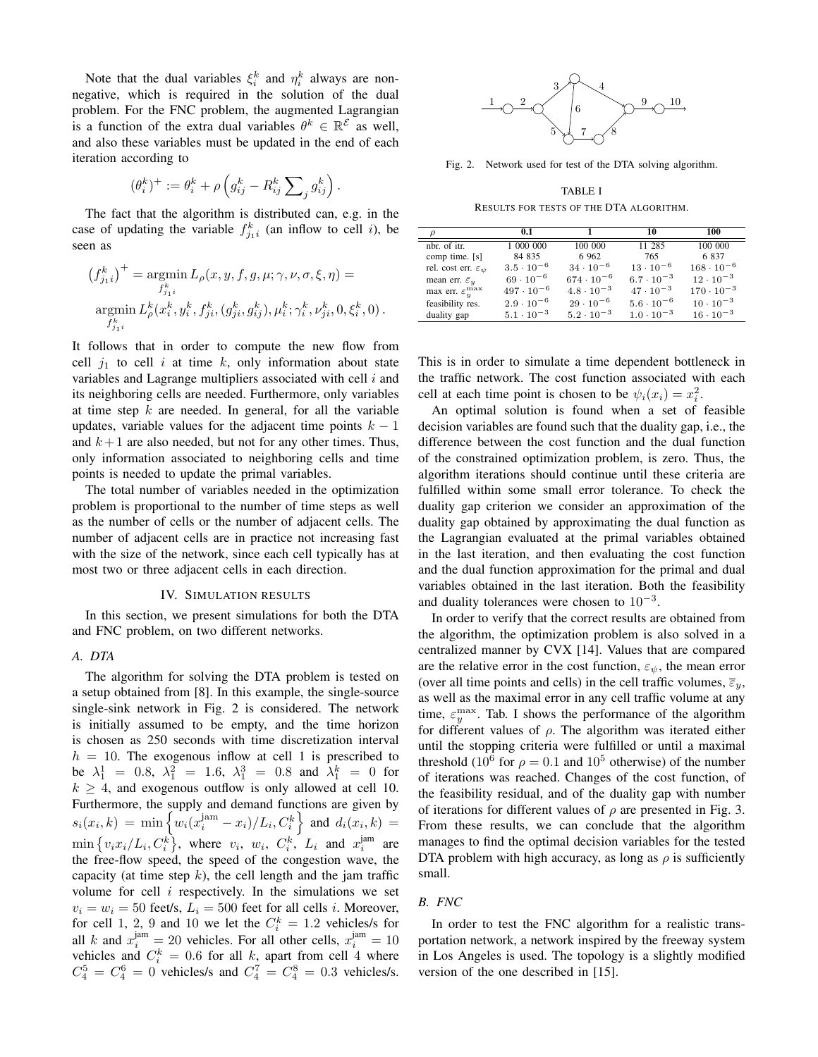Note that the dual variables $\xi_i^k$ and $\eta_i^k$ always are non-negative, which is required in the solution of the dual problem. For the FNC problem, the augmented Lagrangian is a function of the extra dual variables $\theta^k \in \mathbb{R}^{\mathcal{E}}$ as well, and also these variables must be updated in the end of each iteration according to

$$(\theta_i^k)^+ := \theta_i^k + \rho \left( g_{ij}^k - R_{ij}^k \sum_j g_{ij}^k \right).$$

The fact that the algorithm is distributed can, e.g. in the case of updating the variable $f_{j_1 i}^k$ (an inflow to cell $i$), be seen as

$$\left(f_{j_1 i}^k\right)^+ = \underset{f_{j_1 i}^k}{\operatorname{argmin}} L_\rho(x, y, f, g, \mu; \gamma, \nu, \sigma, \xi, \eta) =$$
$$\underset{f_{j_1 i}^k}{\operatorname{argmin}} L_\rho^k(x_i^k, y_i^k, f_{ji}^k, (g_{ji}^k, g_{ij}^k), \mu_i^k; \gamma_i^k, \nu_{ji}^k, 0, \xi_i^k, 0).$$

It follows that in order to compute the new flow from cell $j_1$ to cell $i$ at time $k$, only information about state variables and Lagrange multipliers associated with cell $i$ and its neighboring cells are needed. Furthermore, only variables at time step $k$ are needed. In general, for all the variable updates, variable values for the adjacent time points $k-1$ and $k+1$ are also needed, but not for any other times. Thus, only information associated to neighboring cells and time points is needed to update the primal variables.

The total number of variables needed in the optimization problem is proportional to the number of time steps as well as the number of cells or the number of adjacent cells. The number of adjacent cells are in practice not increasing fast with the size of the network, since each cell typically has at most two or three adjacent cells in each direction.

## IV. Simulation results

In this section, we present simulations for both the DTA and FNC problem, on two different networks.

### A. DTA

The algorithm for solving the DTA problem is tested on a setup obtained from [8]. In this example, the single-source single-sink network in Fig. 2 is considered. The network is initially assumed to be empty, and the time horizon is chosen as 250 seconds with time discretization interval $h = 10$. The exogenous inflow at cell 1 is prescribed to be $\lambda_1^1 = 0.8$, $\lambda_1^2 = 1.6$, $\lambda_1^3 = 0.8$ and $\lambda_1^k = 0$ for $k \geq 4$, and exogenous outflow is only allowed at cell 10. Furthermore, the supply and demand functions are given by $s_i(x_i, k) = \min\left\{w_i(x_i^{\text{jam}} - x_i)/L_i, C_i^k\right\}$ and $d_i(x_i, k) = \min\left\{v_i x_i/L_i, C_i^k\right\}$, where $v_i$, $w_i$, $C_i^k$, $L_i$ and $x_i^{\text{jam}}$ are the free-flow speed, the speed of the congestion wave, the capacity (at time step $k$), the cell length and the jam traffic volume for cell $i$ respectively. In the simulations we set $v_i = w_i = 50$ feet/s, $L_i = 500$ feet for all cells $i$. Moreover, for cell 1, 2, 9 and 10 we let the $C_i^k = 1.2$ vehicles/s for all $k$ and $x_i^{\text{jam}} = 20$ vehicles. For all other cells, $x_i^{\text{jam}} = 10$ vehicles and $C_i^k = 0.6$ for all $k$, apart from cell 4 where $C_4^5 = C_4^6 = 0$ vehicles/s and $C_4^7 = C_4^8 = 0.3$ vehicles/s. This is in order to simulate a time dependent bottleneck in the traffic network. The cost function associated with each cell at each time point is chosen to be $\psi_i(x_i) = x_i^2$.

Fig. 2. Network used for test of the DTA solving algorithm.

TABLE I
Results for tests of the DTA algorithm.

| $\rho$ | 0.1 | 1 | 10 | 100 |
|---|---|---|---|---|
| nbr. of itr. | 1 000 000 | 100 000 | 11 285 | 100 000 |
| comp time. [s] | 84 835 | 6 962 | 765 | 6 837 |
| rel. cost err. $\varepsilon_\psi$ | $3.5 \cdot 10^{-6}$ | $34 \cdot 10^{-6}$ | $13 \cdot 10^{-6}$ | $168 \cdot 10^{-6}$ |
| mean err. $\bar{\varepsilon}_y$ | $69 \cdot 10^{-6}$ | $674 \cdot 10^{-6}$ | $6.7 \cdot 10^{-3}$ | $12 \cdot 10^{-3}$ |
| max err. $\varepsilon_y^{\max}$ | $497 \cdot 10^{-6}$ | $4.8 \cdot 10^{-3}$ | $47 \cdot 10^{-3}$ | $170 \cdot 10^{-3}$ |
| feasibility res. | $2.9 \cdot 10^{-6}$ | $29 \cdot 10^{-6}$ | $5.6 \cdot 10^{-6}$ | $10 \cdot 10^{-3}$ |
| duality gap | $5.1 \cdot 10^{-3}$ | $5.2 \cdot 10^{-3}$ | $1.0 \cdot 10^{-3}$ | $16 \cdot 10^{-3}$ |

An optimal solution is found when a set of feasible decision variables are found such that the duality gap, i.e., the difference between the cost function and the dual function of the constrained optimization problem, is zero. Thus, the algorithm iterations should continue until these criteria are fulfilled within some small error tolerance. To check the duality gap criterion we consider an approximation of the duality gap obtained by approximating the dual function as the Lagrangian evaluated at the primal variables obtained in the last iteration, and then evaluating the cost function and the dual function approximation for the primal and dual variables obtained in the last iteration. Both the feasibility and duality tolerances were chosen to $10^{-3}$.

In order to verify that the correct results are obtained from the algorithm, the optimization problem is also solved in a centralized manner by CVX [14]. Values that are compared are the relative error in the cost function, $\varepsilon_\psi$, the mean error (over all time points and cells) in the cell traffic volumes, $\bar{\varepsilon}_y$, as well as the maximal error in any cell traffic volume at any time, $\varepsilon_y^{\max}$. Tab. I shows the performance of the algorithm for different values of $\rho$. The algorithm was iterated either until the stopping criteria were fulfilled or until a maximal threshold ($10^6$ for $\rho = 0.1$ and $10^5$ otherwise) of the number of iterations was reached. Changes of the cost function, of the feasibility residual, and of the duality gap with number of iterations for different values of $\rho$ are presented in Fig. 3. From these results, we can conclude that the algorithm manages to find the optimal decision variables for the tested DTA problem with high accuracy, as long as $\rho$ is sufficiently small.

### B. FNC

In order to test the FNC algorithm for a realistic transportation network, a network inspired by the freeway system in Los Angeles is used. The topology is a slightly modified version of the one described in [15].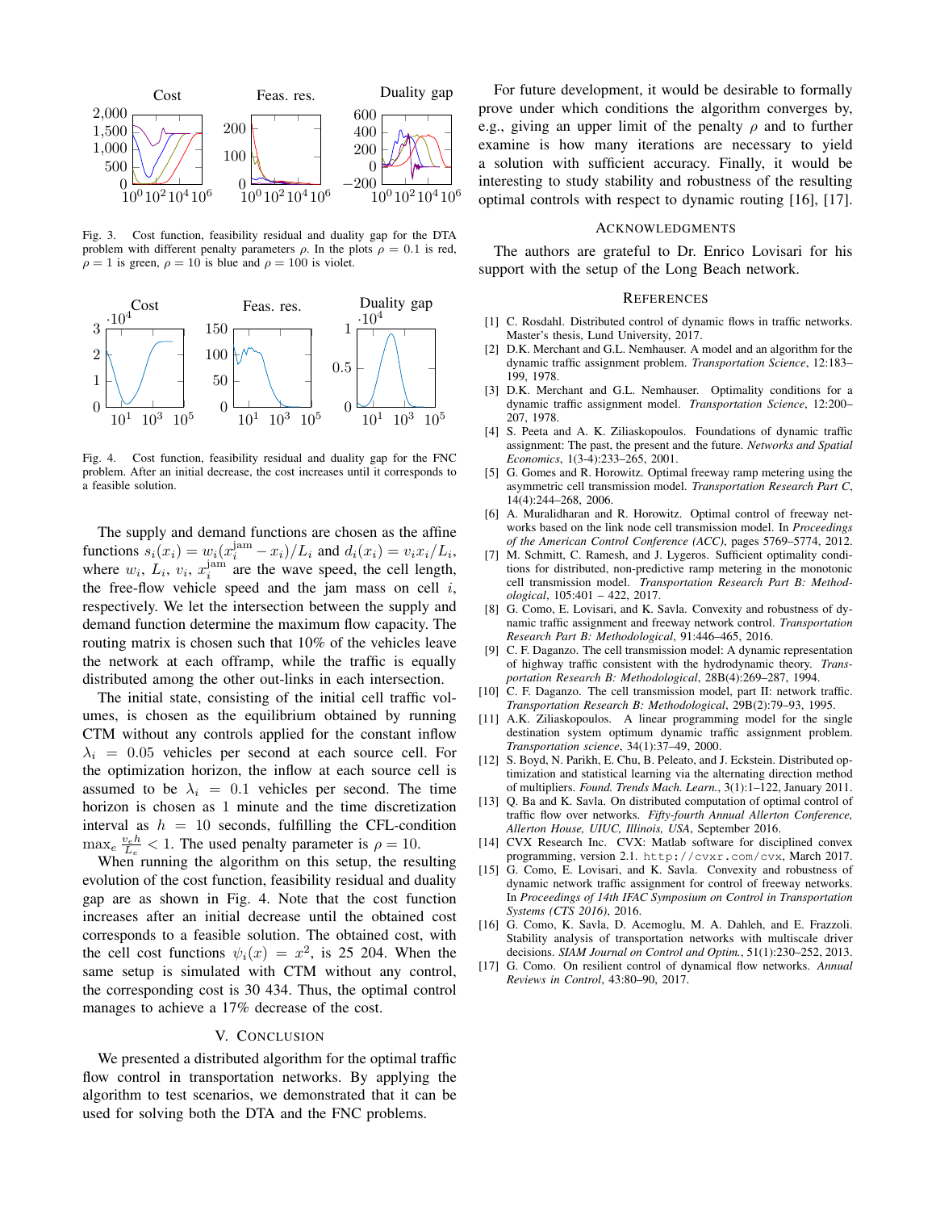Cost

2,000
1,500
1,000
500
0

$10^0\,10^2\,10^4\,10^6$

Feas. res.

200
100
0

$10^0\,10^2\,10^4\,10^6$

Duality gap

600
400
200
0
−200

$10^0\,10^2\,10^4\,10^6$

Fig. 3. Cost function, feasibility residual and duality gap for the DTA problem with different penalty parameters $\rho$. In the plots $\rho = 0.1$ is red, $\rho = 1$ is green, $\rho = 10$ is blue and $\rho = 100$ is violet.

Cost

$\cdot 10^4$

3
2
1
0

$10^1$ $10^3$ $10^5$

Feas. res.

150
100
50
0

$10^1$ $10^3$ $10^5$

Duality gap

$\cdot 10^4$

1
0.5
0

$10^1$ $10^3$ $10^5$

Fig. 4. Cost function, feasibility residual and duality gap for the FNC problem. After an initial decrease, the cost increases until it corresponds to a feasible solution.

The supply and demand functions are chosen as the affine functions $s_i(x_i) = w_i(x_i^{\text{jam}} - x_i)/L_i$ and $d_i(x_i) = v_i x_i / L_i$, where $w_i$, $L_i$, $v_i$, $x_i^{\text{jam}}$ are the wave speed, the cell length, the free-flow vehicle speed and the jam mass on cell $i$, respectively. We let the intersection between the supply and demand function determine the maximum flow capacity. The routing matrix is chosen such that 10% of the vehicles leave the network at each offramp, while the traffic is equally distributed among the other out-links in each intersection.

The initial state, consisting of the initial cell traffic volumes, is chosen as the equilibrium obtained by running CTM without any controls applied for the constant inflow $\lambda_i = 0.05$ vehicles per second at each source cell. For the optimization horizon, the inflow at each source cell is assumed to be $\lambda_i = 0.1$ vehicles per second. The time horizon is chosen as 1 minute and the time discretization interval as $h = 10$ seconds, fulfilling the CFL-condition $\max_e \frac{v_e h}{L_e} < 1$. The used penalty parameter is $\rho = 10$.

When running the algorithm on this setup, the resulting evolution of the cost function, feasibility residual and duality gap are as shown in Fig. 4. Note that the cost function increases after an initial decrease until the obtained cost corresponds to a feasible solution. The obtained cost, with the cell cost functions $\psi_i(x) = x^2$, is 25 204. When the same setup is simulated with CTM without any control, the corresponding cost is 30 434. Thus, the optimal control manages to achieve a 17% decrease of the cost.

## V. Conclusion

We presented a distributed algorithm for the optimal traffic flow control in transportation networks. By applying the algorithm to test scenarios, we demonstrated that it can be used for solving both the DTA and the FNC problems.

For future development, it would be desirable to formally prove under which conditions the algorithm converges by, e.g., giving an upper limit of the penalty $\rho$ and to further examine is how many iterations are necessary to yield a solution with sufficient accuracy. Finally, it would be interesting to study stability and robustness of the resulting optimal controls with respect to dynamic routing [16], [17].

## Acknowledgments

The authors are grateful to Dr. Enrico Lovisari for his support with the setup of the Long Beach network.

## References

[1] C. Rosdahl. Distributed control of dynamic flows in traffic networks. Master's thesis, Lund University, 2017.

[2] D.K. Merchant and G.L. Nemhauser. A model and an algorithm for the dynamic traffic assignment problem. *Transportation Science*, 12:183–199, 1978.

[3] D.K. Merchant and G.L. Nemhauser. Optimality conditions for a dynamic traffic assignment model. *Transportation Science*, 12:200–207, 1978.

[4] S. Peeta and A. K. Ziliaskopoulos. Foundations of dynamic traffic assignment: The past, the present and the future. *Networks and Spatial Economics*, 1(3-4):233–265, 2001.

[5] G. Gomes and R. Horowitz. Optimal freeway ramp metering using the asymmetric cell transmission model. *Transportation Research Part C*, 14(4):244–268, 2006.

[6] A. Muralidharan and R. Horowitz. Optimal control of freeway networks based on the link node cell transmission model. In *Proceedings of the American Control Conference (ACC)*, pages 5769–5774, 2012.

[7] M. Schmitt, C. Ramesh, and J. Lygeros. Sufficient optimality conditions for distributed, non-predictive ramp metering in the monotonic cell transmission model. *Transportation Research Part B: Methodological*, 105:401 – 422, 2017.

[8] G. Como, E. Lovisari, and K. Savla. Convexity and robustness of dynamic traffic assignment and freeway network control. *Transportation Research Part B: Methodological*, 91:446–465, 2016.

[9] C. F. Daganzo. The cell transmission model: A dynamic representation of highway traffic consistent with the hydrodynamic theory. *Transportation Research B: Methodological*, 28B(4):269–287, 1994.

[10] C. F. Daganzo. The cell transmission model, part II: network traffic. *Transportation Research B: Methodological*, 29B(2):79–93, 1995.

[11] A.K. Ziliaskopoulos. A linear programming model for the single destination system optimum dynamic traffic assignment problem. *Transportation science*, 34(1):37–49, 2000.

[12] S. Boyd, N. Parikh, E. Chu, B. Peleato, and J. Eckstein. Distributed optimization and statistical learning via the alternating direction method of multipliers. *Found. Trends Mach. Learn.*, 3(1):1–122, January 2011.

[13] Q. Ba and K. Savla. On distributed computation of optimal control of traffic flow over networks. *Fifty-fourth Annual Allerton Conference, Allerton House, UIUC, Illinois, USA*, September 2016.

[14] CVX Research Inc. CVX: Matlab software for disciplined convex programming, version 2.1. `http://cvxr.com/cvx`, March 2017.

[15] G. Como, E. Lovisari, and K. Savla. Convexity and robustness of dynamic network traffic assignment for control of freeway networks. In *Proceedings of 14th IFAC Symposium on Control in Transportation Systems (CTS 2016)*, 2016.

[16] G. Como, K. Savla, D. Acemoglu, M. A. Dahleh, and E. Frazzoli. Stability analysis of transportation networks with multiscale driver decisions. *SIAM Journal on Control and Optim.*, 51(1):230–252, 2013.

[17] G. Como. On resilient control of dynamical flow networks. *Annual Reviews in Control*, 43:80–90, 2017.